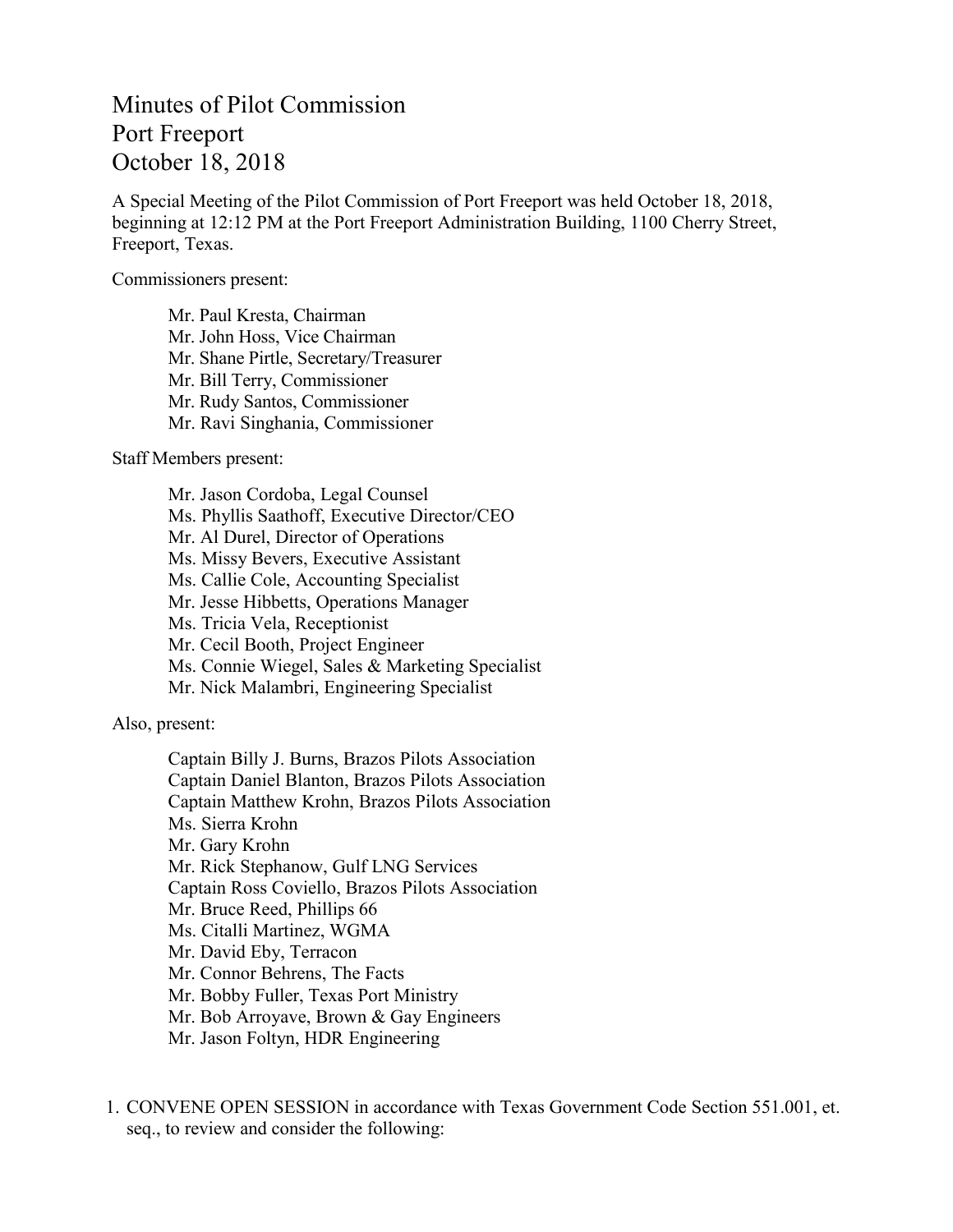# Minutes of Pilot Commission
# Port Freeport
# October 18, 2018

A Special Meeting of the Pilot Commission of Port Freeport was held October 18, 2018, beginning at 12:12 PM at the Port Freeport Administration Building, 1100 Cherry Street, Freeport, Texas.

Commissioners present:

Mr. Paul Kresta, Chairman
Mr. John Hoss, Vice Chairman
Mr. Shane Pirtle, Secretary/Treasurer
Mr. Bill Terry, Commissioner
Mr. Rudy Santos, Commissioner
Mr. Ravi Singhania, Commissioner

Staff Members present:

Mr. Jason Cordoba, Legal Counsel
Ms. Phyllis Saathoff, Executive Director/CEO
Mr. Al Durel, Director of Operations
Ms. Missy Bevers, Executive Assistant
Ms. Callie Cole, Accounting Specialist
Mr. Jesse Hibbetts, Operations Manager
Ms. Tricia Vela, Receptionist
Mr. Cecil Booth, Project Engineer
Ms. Connie Wiegel, Sales & Marketing Specialist
Mr. Nick Malambri, Engineering Specialist

Also, present:

Captain Billy J. Burns, Brazos Pilots Association
Captain Daniel Blanton, Brazos Pilots Association
Captain Matthew Krohn, Brazos Pilots Association
Ms. Sierra Krohn
Mr. Gary Krohn
Mr. Rick Stephanow, Gulf LNG Services
Captain Ross Coviello, Brazos Pilots Association
Mr. Bruce Reed, Phillips 66
Ms. Citalli Martinez, WGMA
Mr. David Eby, Terracon
Mr. Connor Behrens, The Facts
Mr. Bobby Fuller, Texas Port Ministry
Mr. Bob Arroyave, Brown & Gay Engineers
Mr. Jason Foltyn, HDR Engineering

1. CONVENE OPEN SESSION in accordance with Texas Government Code Section 551.001, et. seq., to review and consider the following: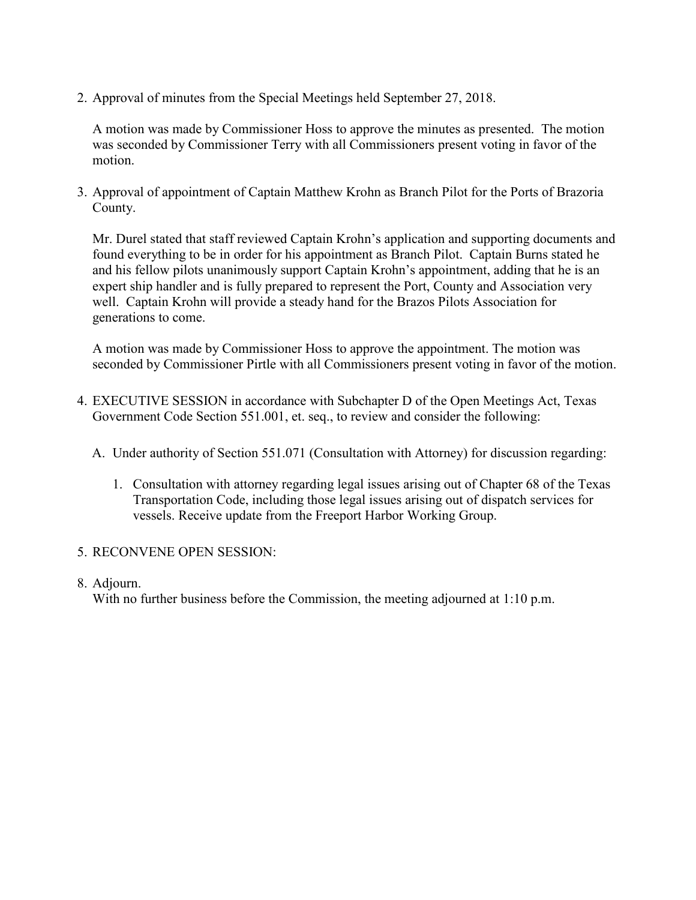2. Approval of minutes from the Special Meetings held September 27, 2018.

   A motion was made by Commissioner Hoss to approve the minutes as presented. The motion was seconded by Commissioner Terry with all Commissioners present voting in favor of the motion.

3. Approval of appointment of Captain Matthew Krohn as Branch Pilot for the Ports of Brazoria County.

   Mr. Durel stated that staff reviewed Captain Krohn's application and supporting documents and found everything to be in order for his appointment as Branch Pilot. Captain Burns stated he and his fellow pilots unanimously support Captain Krohn's appointment, adding that he is an expert ship handler and is fully prepared to represent the Port, County and Association very well. Captain Krohn will provide a steady hand for the Brazos Pilots Association for generations to come.

   A motion was made by Commissioner Hoss to approve the appointment. The motion was seconded by Commissioner Pirtle with all Commissioners present voting in favor of the motion.

4. EXECUTIVE SESSION in accordance with Subchapter D of the Open Meetings Act, Texas Government Code Section 551.001, et. seq., to review and consider the following:

   A. Under authority of Section 551.071 (Consultation with Attorney) for discussion regarding:

      1. Consultation with attorney regarding legal issues arising out of Chapter 68 of the Texas Transportation Code, including those legal issues arising out of dispatch services for vessels. Receive update from the Freeport Harbor Working Group.

5. RECONVENE OPEN SESSION:

8. Adjourn.
   With no further business before the Commission, the meeting adjourned at 1:10 p.m.